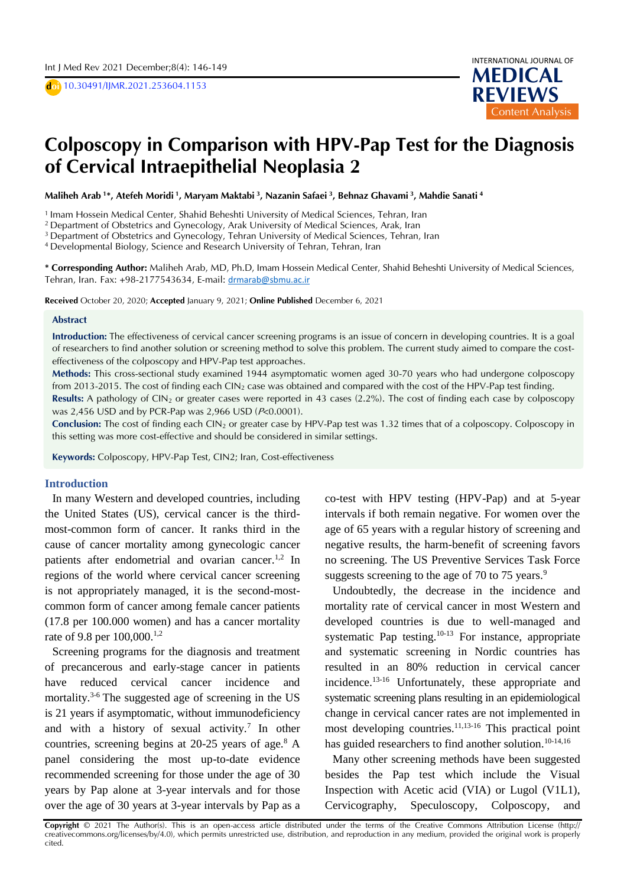# Colposcopy in Comparison with HPV-Pap Test for the Diagnosis of Cervical Intraepithelial Neoplasia 2

**Maliheh Arab [1]\*, Atefeh Moridi [1], Maryam Maktabi [3], Nazanin Safaei [3], Behnaz Ghavami [3], Mahdie Sanati [4]**

[1] Imam Hossein Medical Center, Shahid Beheshti University of Medical Sciences, Tehran, Iran
[2] Department of Obstetrics and Gynecology, Arak University of Medical Sciences, Arak, Iran
[3] Department of Obstetrics and Gynecology, Tehran University of Medical Sciences, Tehran, Iran
[4] Developmental Biology, Science and Research University of Tehran, Tehran, Iran

\* **Corresponding Author:** Maliheh Arab, MD, Ph.D, Imam Hossein Medical Center, Shahid Beheshti University of Medical Sciences, Tehran, Iran. Fax: +98-2177543634, E-mail: drmarab@sbmu.ac.ir

**Received** October 20, 2020; **Accepted** January 9, 2021; **Online Published** December 6, 2021

## Abstract

**Introduction:** The effectiveness of cervical cancer screening programs is an issue of concern in developing countries. It is a goal of researchers to find another solution or screening method to solve this problem. The current study aimed to compare the cost-effectiveness of the colposcopy and HPV-Pap test approaches.

**Methods:** This cross-sectional study examined 1944 asymptomatic women aged 30-70 years who had undergone colposcopy from 2013-2015. The cost of finding each $CIN_2$ case was obtained and compared with the cost of the HPV-Pap test finding.

**Results:** A pathology of $CIN_2$ or greater cases were reported in 43 cases (2.2%). The cost of finding each case by colposcopy was 2,456 USD and by PCR-Pap was 2,966 USD ($P<0.0001$).

**Conclusion:** The cost of finding each $CIN_2$ or greater case by HPV-Pap test was 1.32 times that of a colposcopy. Colposcopy in this setting was more cost-effective and should be considered in similar settings.

**Keywords:** Colposcopy, HPV-Pap Test, CIN2; Iran, Cost-effectiveness

## Introduction

In many Western and developed countries, including the United States (US), cervical cancer is the third-most-common form of cancer. It ranks third in the cause of cancer mortality among gynecologic cancer patients after endometrial and ovarian cancer.[1,2] In regions of the world where cervical cancer screening is not appropriately managed, it is the second-most-common form of cancer among female cancer patients (17.8 per 100.000 women) and has a cancer mortality rate of 9.8 per 100,000.[1,2]

Screening programs for the diagnosis and treatment of precancerous and early-stage cancer in patients have reduced cervical cancer incidence and mortality.[3-6] The suggested age of screening in the US is 21 years if asymptomatic, without immunodeficiency and with a history of sexual activity.[7] In other countries, screening begins at 20-25 years of age.[8] A panel considering the most up-to-date evidence recommended screening for those under the age of 30 years by Pap alone at 3-year intervals and for those over the age of 30 years at 3-year intervals by Pap as a co-test with HPV testing (HPV-Pap) and at 5-year intervals if both remain negative. For women over the age of 65 years with a regular history of screening and negative results, the harm-benefit of screening favors no screening. The US Preventive Services Task Force suggests screening to the age of 70 to 75 years.[9]

Undoubtedly, the decrease in the incidence and mortality rate of cervical cancer in most Western and developed countries is due to well-managed and systematic Pap testing.[10-13] For instance, appropriate and systematic screening in Nordic countries has resulted in an 80% reduction in cervical cancer incidence.[13-16] Unfortunately, these appropriate and systematic screening plans resulting in an epidemiological change in cervical cancer rates are not implemented in most developing countries.[11,13-16] This practical point has guided researchers to find another solution.[10-14,16]

Many other screening methods have been suggested besides the Pap test which include the Visual Inspection with Acetic acid (VIA) or Lugol (V1L1), Cervicography, Speculoscopy, Colposcopy, and

**Copyright** © 2021 The Author(s). This is an open-access article distributed under the terms of the Creative Commons Attribution License (http://creativecommons.org/licenses/by/4.0), which permits unrestricted use, distribution, and reproduction in any medium, provided the original work is properly cited.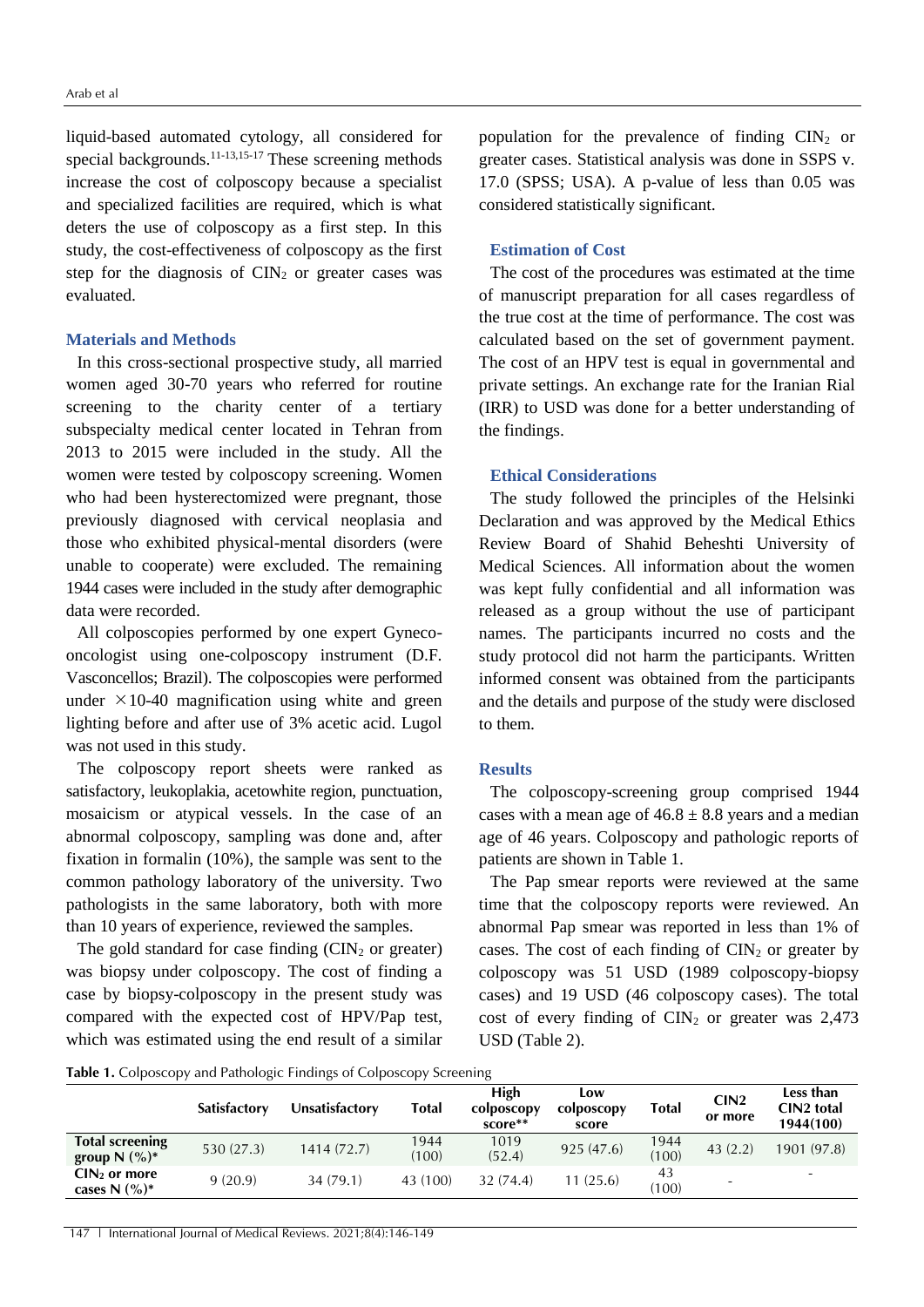liquid-based automated cytology, all considered for special backgrounds.[11-13,15-17] These screening methods increase the cost of colposcopy because a specialist and specialized facilities are required, which is what deters the use of colposcopy as a first step. In this study, the cost-effectiveness of colposcopy as the first step for the diagnosis of $CIN_2$ or greater cases was evaluated.

## Materials and Methods

In this cross-sectional prospective study, all married women aged 30-70 years who referred for routine screening to the charity center of a tertiary subspecialty medical center located in Tehran from 2013 to 2015 were included in the study. All the women were tested by colposcopy screening. Women who had been hysterectomized were pregnant, those previously diagnosed with cervical neoplasia and those who exhibited physical-mental disorders (were unable to cooperate) were excluded. The remaining 1944 cases were included in the study after demographic data were recorded.

All colposcopies performed by one expert Gyneco-oncologist using one-colposcopy instrument (D.F. Vasconcellos; Brazil). The colposcopies were performed under $\times$10-40 magnification using white and green lighting before and after use of 3% acetic acid. Lugol was not used in this study.

The colposcopy report sheets were ranked as satisfactory, leukoplakia, acetowhite region, punctuation, mosaicism or atypical vessels. In the case of an abnormal colposcopy, sampling was done and, after fixation in formalin (10%), the sample was sent to the common pathology laboratory of the university. Two pathologists in the same laboratory, both with more than 10 years of experience, reviewed the samples.

The gold standard for case finding ($CIN_2$ or greater) was biopsy under colposcopy. The cost of finding a case by biopsy-colposcopy in the present study was compared with the expected cost of HPV/Pap test, which was estimated using the end result of a similar population for the prevalence of finding $CIN_2$ or greater cases. Statistical analysis was done in SSPS v. 17.0 (SPSS; USA). A p-value of less than 0.05 was considered statistically significant.

### Estimation of Cost

The cost of the procedures was estimated at the time of manuscript preparation for all cases regardless of the true cost at the time of performance. The cost was calculated based on the set of government payment. The cost of an HPV test is equal in governmental and private settings. An exchange rate for the Iranian Rial (IRR) to USD was done for a better understanding of the findings.

### Ethical Considerations

The study followed the principles of the Helsinki Declaration and was approved by the Medical Ethics Review Board of Shahid Beheshti University of Medical Sciences. All information about the women was kept fully confidential and all information was released as a group without the use of participant names. The participants incurred no costs and the study protocol did not harm the participants. Written informed consent was obtained from the participants and the details and purpose of the study were disclosed to them.

## Results

The colposcopy-screening group comprised 1944 cases with a mean age of 46.8 ± 8.8 years and a median age of 46 years. Colposcopy and pathologic reports of patients are shown in Table 1.

The Pap smear reports were reviewed at the same time that the colposcopy reports were reviewed. An abnormal Pap smear was reported in less than 1% of cases. The cost of each finding of $CIN_2$ or greater by colposcopy was 51 USD (1989 colposcopy-biopsy cases) and 19 USD (46 colposcopy cases). The total cost of every finding of $CIN_2$ or greater was 2,473 USD (Table 2).

**Table 1.** Colposcopy and Pathologic Findings of Colposcopy Screening

| | Satisfactory | Unsatisfactory | Total | High colposcopy score** | Low colposcopy score | Total | CIN2 or more | Less than CIN2 total 1944(100) |
|---|---|---|---|---|---|---|---|---|
| **Total screening group N (%)*** | 530 (27.3) | 1414 (72.7) | 1944 (100) | 1019 (52.4) | 925 (47.6) | 1944 (100) | 43 (2.2) | 1901 (97.8) |
| **$CIN_2$ or more cases N (%)*** | 9 (20.9) | 34 (79.1) | 43 (100) | 32 (74.4) | 11 (25.6) | 43 (100) | - | - |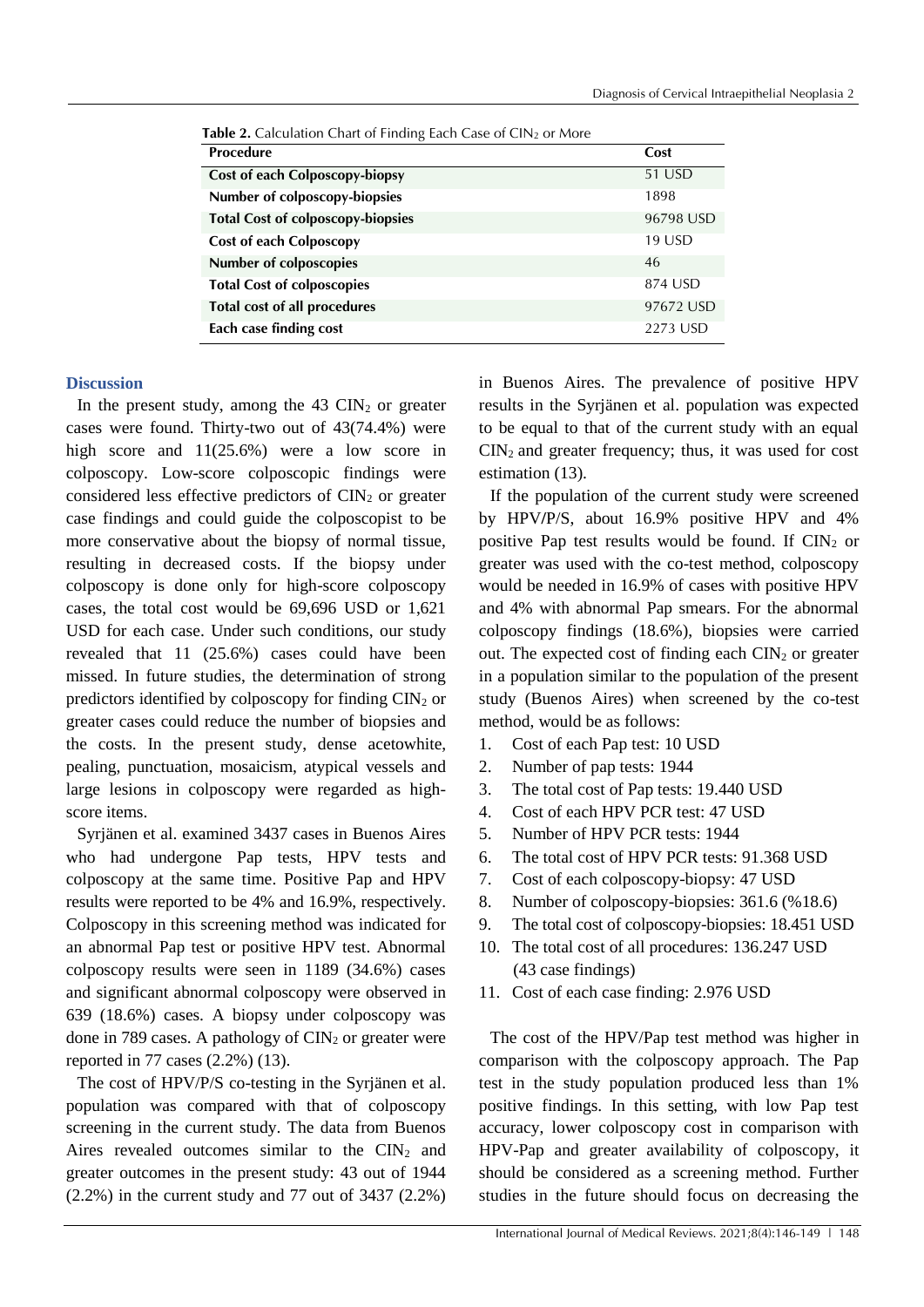**Table 2.** Calculation Chart of Finding Each Case of $CIN_2$ or More

| Procedure | Cost |
|---|---|
| **Cost of each Colposcopy-biopsy** | 51 USD |
| **Number of colposcopy-biopsies** | 1898 |
| **Total Cost of colposcopy-biopsies** | 96798 USD |
| **Cost of each Colposcopy** | 19 USD |
| **Number of colposcopies** | 46 |
| **Total Cost of colposcopies** | 874 USD |
| **Total cost of all procedures** | 97672 USD |
| **Each case finding cost** | 2273 USD |

## Discussion

In the present study, among the 43 $CIN_2$ or greater cases were found. Thirty-two out of 43(74.4%) were high score and 11(25.6%) were a low score in colposcopy. Low-score colposcopic findings were considered less effective predictors of $CIN_2$ or greater case findings and could guide the colposcopist to be more conservative about the biopsy of normal tissue, resulting in decreased costs. If the biopsy under colposcopy is done only for high-score colposcopy cases, the total cost would be 69,696 USD or 1,621 USD for each case. Under such conditions, our study revealed that 11 (25.6%) cases could have been missed. In future studies, the determination of strong predictors identified by colposcopy for finding $CIN_2$ or greater cases could reduce the number of biopsies and the costs. In the present study, dense acetowhite, pealing, punctuation, mosaicism, atypical vessels and large lesions in colposcopy were regarded as high-score items.

Syrjänen et al. examined 3437 cases in Buenos Aires who had undergone Pap tests, HPV tests and colposcopy at the same time. Positive Pap and HPV results were reported to be 4% and 16.9%, respectively. Colposcopy in this screening method was indicated for an abnormal Pap test or positive HPV test. Abnormal colposcopy results were seen in 1189 (34.6%) cases and significant abnormal colposcopy were observed in 639 (18.6%) cases. A biopsy under colposcopy was done in 789 cases. A pathology of $CIN_2$ or greater were reported in 77 cases (2.2%) (13).

The cost of HPV/P/S co-testing in the Syrjänen et al. population was compared with that of colposcopy screening in the current study. The data from Buenos Aires revealed outcomes similar to the $CIN_2$ and greater outcomes in the present study: 43 out of 1944 (2.2%) in the current study and 77 out of 3437 (2.2%) in Buenos Aires. The prevalence of positive HPV results in the Syrjänen et al. population was expected to be equal to that of the current study with an equal $CIN_2$ and greater frequency; thus, it was used for cost estimation (13).

If the population of the current study were screened by HPV/P/S, about 16.9% positive HPV and 4% positive Pap test results would be found. If $CIN_2$ or greater was used with the co-test method, colposcopy would be needed in 16.9% of cases with positive HPV and 4% with abnormal Pap smears. For the abnormal colposcopy findings (18.6%), biopsies were carried out. The expected cost of finding each $CIN_2$ or greater in a population similar to the population of the present study (Buenos Aires) when screened by the co-test method, would be as follows:

1. Cost of each Pap test: 10 USD
2. Number of pap tests: 1944
3. The total cost of Pap tests: 19.440 USD
4. Cost of each HPV PCR test: 47 USD
5. Number of HPV PCR tests: 1944
6. The total cost of HPV PCR tests: 91.368 USD
7. Cost of each colposcopy-biopsy: 47 USD
8. Number of colposcopy-biopsies: 361.6 (%18.6)
9. The total cost of colposcopy-biopsies: 18.451 USD
10. The total cost of all procedures: 136.247 USD (43 case findings)
11. Cost of each case finding: 2.976 USD

The cost of the HPV/Pap test method was higher in comparison with the colposcopy approach. The Pap test in the study population produced less than 1% positive findings. In this setting, with low Pap test accuracy, lower colposcopy cost in comparison with HPV-Pap and greater availability of colposcopy, it should be considered as a screening method. Further studies in the future should focus on decreasing the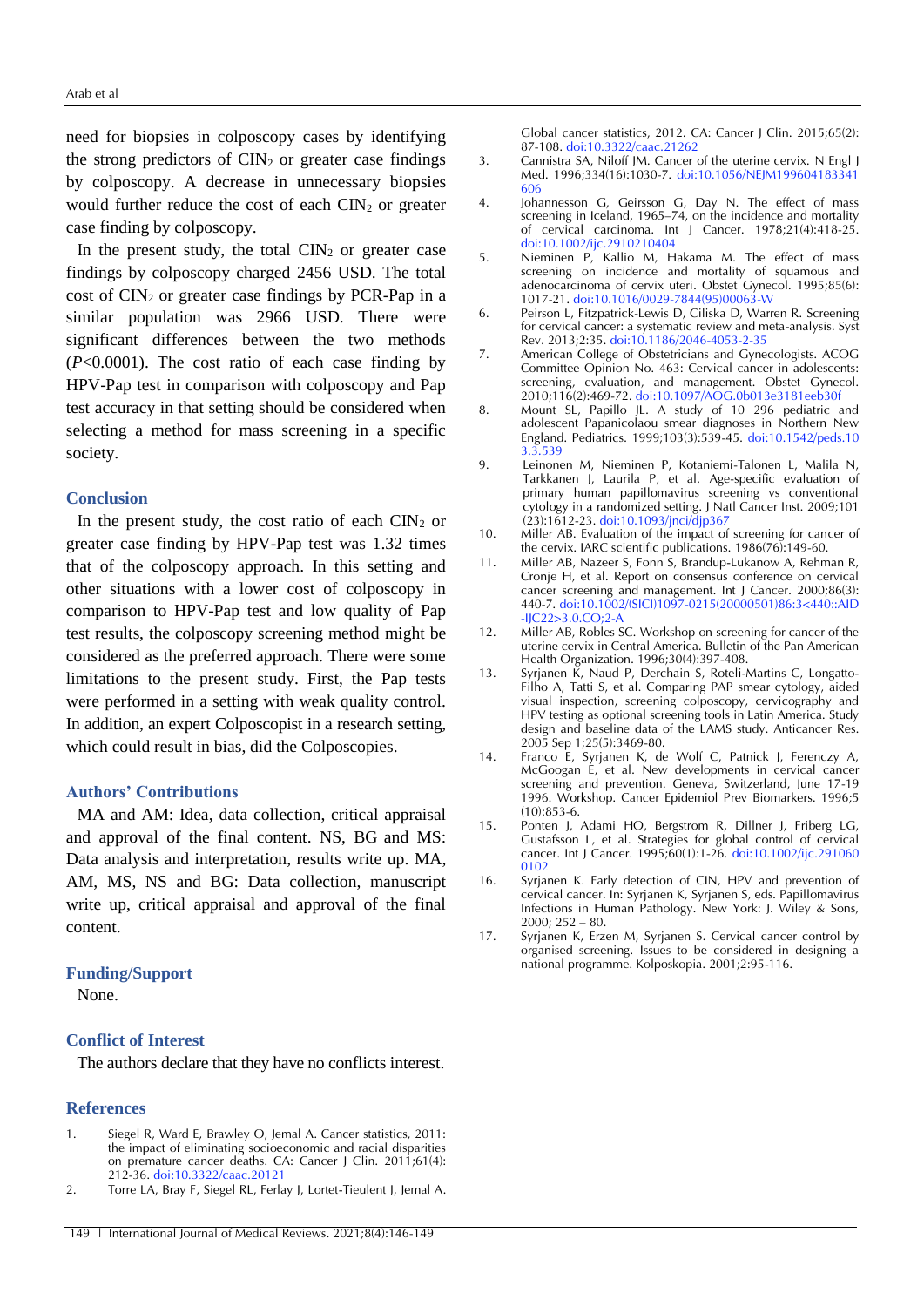need for biopsies in colposcopy cases by identifying the strong predictors of $CIN_2$ or greater case findings by colposcopy. A decrease in unnecessary biopsies would further reduce the cost of each $CIN_2$ or greater case finding by colposcopy.

In the present study, the total $CIN_2$ or greater case findings by colposcopy charged 2456 USD. The total cost of $CIN_2$ or greater case findings by PCR-Pap in a similar population was 2966 USD. There were significant differences between the two methods ($P<0.0001$). The cost ratio of each case finding by HPV-Pap test in comparison with colposcopy and Pap test accuracy in that setting should be considered when selecting a method for mass screening in a specific society.

## Conclusion

In the present study, the cost ratio of each $CIN_2$ or greater case finding by HPV-Pap test was 1.32 times that of the colposcopy approach. In this setting and other situations with a lower cost of colposcopy in comparison to HPV-Pap test and low quality of Pap test results, the colposcopy screening method might be considered as the preferred approach. There were some limitations to the present study. First, the Pap tests were performed in a setting with weak quality control. In addition, an expert Colposcopist in a research setting, which could result in bias, did the Colposcopies.

## Authors' Contributions

MA and AM: Idea, data collection, critical appraisal and approval of the final content. NS, BG and MS: Data analysis and interpretation, results write up. MA, AM, MS, NS and BG: Data collection, manuscript write up, critical appraisal and approval of the final content.

## Funding/Support

None.

## Conflict of Interest

The authors declare that they have no conflicts interest.

## References

1. Siegel R, Ward E, Brawley O, Jemal A. Cancer statistics, 2011: the impact of eliminating socioeconomic and racial disparities on premature cancer deaths. CA: Cancer J Clin. 2011;61(4): 212-36. doi:10.3322/caac.20121
2. Torre LA, Bray F, Siegel RL, Ferlay J, Lortet-Tieulent J, Jemal A. Global cancer statistics, 2012. CA: Cancer J Clin. 2015;65(2): 87-108. doi:10.3322/caac.21262
3. Cannistra SA, Niloff JM. Cancer of the uterine cervix. N Engl J Med. 1996;334(16):1030-7. doi:10.1056/NEJM199604183341606
4. Johannesson G, Geirsson G, Day N. The effect of mass screening in Iceland, 1965–74, on the incidence and mortality of cervical carcinoma. Int J Cancer. 1978;21(4):418-25. doi:10.1002/ijc.2910210404
5. Nieminen P, Kallio M, Hakama M. The effect of mass screening on incidence and mortality of squamous and adenocarcinoma of cervix uteri. Obstet Gynecol. 1995;85(6): 1017-21. doi:10.1016/0029-7844(95)00063-W
6. Peirson L, Fitzpatrick-Lewis D, Ciliska D, Warren R. Screening for cervical cancer: a systematic review and meta-analysis. Syst Rev. 2013;2:35. doi:10.1186/2046-4053-2-35
7. American College of Obstetricians and Gynecologists. ACOG Committee Opinion No. 463: Cervical cancer in adolescents: screening, evaluation, and management. Obstet Gynecol. 2010;116(2):469-72. doi:10.1097/AOG.0b013e3181eeb30f
8. Mount SL, Papillo JL. A study of 10 296 pediatric and adolescent Papanicolaou smear diagnoses in Northern New England. Pediatrics. 1999;103(3):539-45. doi:10.1542/peds.103.3.539
9. Leinonen M, Nieminen P, Kotaniemi-Talonen L, Malila N, Tarkkanen J, Laurila P, et al. Age-specific evaluation of primary human papillomavirus screening vs conventional cytology in a randomized setting. J Natl Cancer Inst. 2009;101 (23):1612-23. doi:10.1093/jnci/djp367
10. Miller AB. Evaluation of the impact of screening for cancer of the cervix. IARC scientific publications. 1986(76):149-60.
11. Miller AB, Nazeer S, Fonn S, Brandup-Lukanow A, Rehman R, Cronje H, et al. Report on consensus conference on cervical cancer screening and management. Int J Cancer. 2000;86(3): 440-7. doi:10.1002/(SICI)1097-0215(20000501)86:3<440::AID-IJC22>3.0.CO;2-A
12. Miller AB, Robles SC. Workshop on screening for cancer of the uterine cervix in Central America. Bulletin of the Pan American Health Organization. 1996;30(4):397-408.
13. Syrjanen K, Naud P, Derchain S, Roteli-Martins C, Longatto-Filho A, Tatti S, et al. Comparing PAP smear cytology, aided visual inspection, screening colposcopy, cervicography and HPV testing as optional screening tools in Latin America. Study design and baseline data of the LAMS study. Anticancer Res. 2005 Sep 1;25(5):3469-80.
14. Franco E, Syrjanen K, de Wolf C, Patnick J, Ferenczy A, McGoogan E, et al. New developments in cervical cancer screening and prevention. Geneva, Switzerland, June 17-19 1996. Workshop. Cancer Epidemiol Prev Biomarkers. 1996;5 (10):853-6.
15. Ponten J, Adami HO, Bergstrom R, Dillner J, Friberg LG, Gustafsson L, et al. Strategies for global control of cervical cancer. Int J Cancer. 1995;60(1):1-26. doi:10.1002/ijc.2910600102
16. Syrjanen K. Early detection of CIN, HPV and prevention of cervical cancer. In: Syrjanen K, Syrjanen S, eds. Papillomavirus Infections in Human Pathology. New York: J. Wiley & Sons, 2000; 252 – 80.
17. Syrjanen K, Erzen M, Syrjanen S. Cervical cancer control by organised screening. Issues to be considered in designing a national programme. Kolposkopia. 2001;2:95-116.